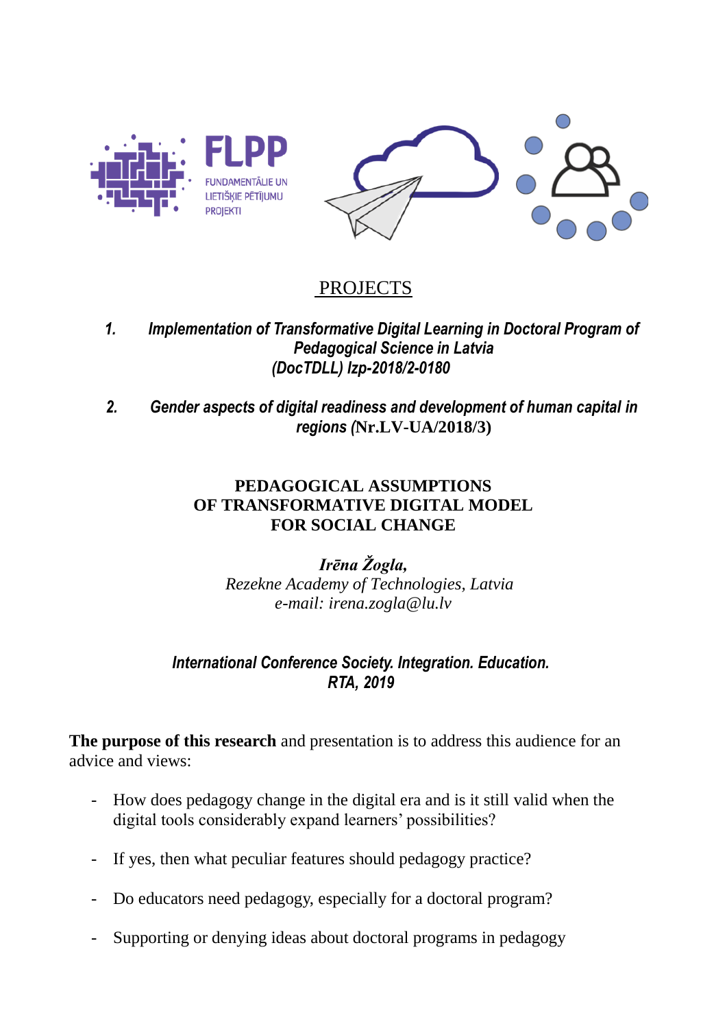FLPP

FUNDAMENTĀLIE UN LIETIŠĶIE PĒTĪJUMU PROJEKTI

PROJECTS

1. *Implementation of Transformative Digital Learning in Doctoral Program of Pedagogical Science in Latvia (DocTDLL) lzp-2018/2-0180*

2. *Gender aspects of digital readiness and development of human capital in regions* (**Nr.LV-UA/2018/3)**

# PEDAGOGICAL ASSUMPTIONS OF TRANSFORMATIVE DIGITAL MODEL FOR SOCIAL CHANGE

***Irēna Žogla,***
*Rezekne Academy of Technologies, Latvia*
*e-mail: irena.zogla@lu.lv*

***International Conference Society. Integration. Education. RTA, 2019***

**The purpose of this research** and presentation is to address this audience for an advice and views:

- How does pedagogy change in the digital era and is it still valid when the digital tools considerably expand learners' possibilities?
- If yes, then what peculiar features should pedagogy practice?
- Do educators need pedagogy, especially for a doctoral program?
- Supporting or denying ideas about doctoral programs in pedagogy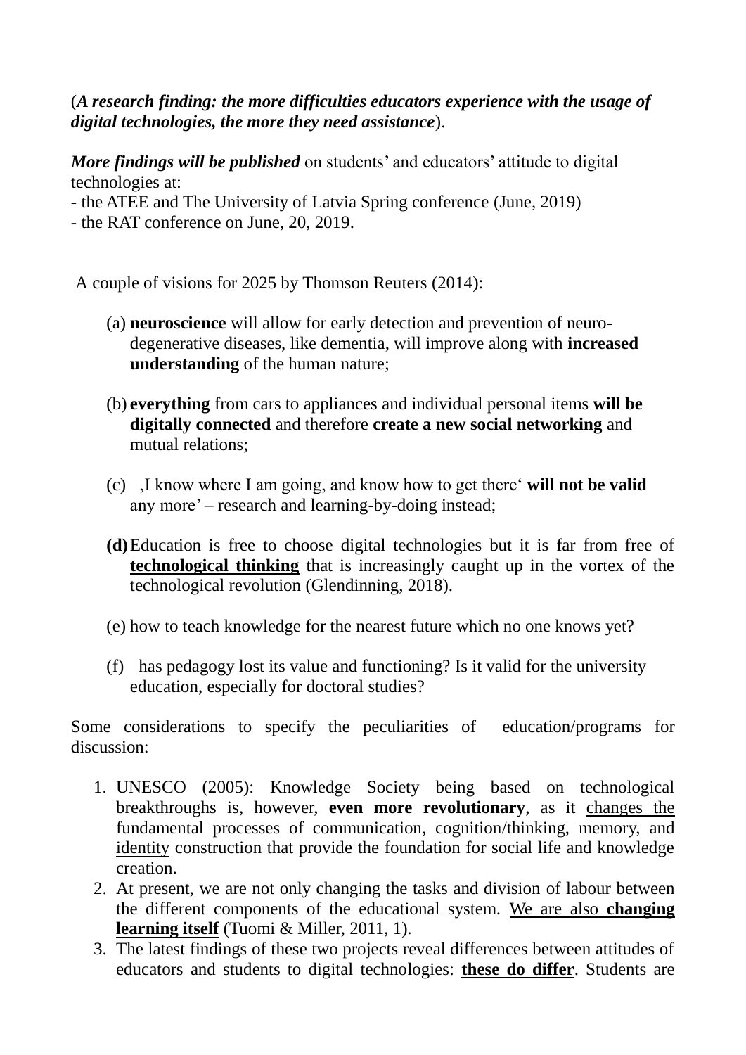(***A research finding: the more difficulties educators experience with the usage of digital technologies, the more they need assistance***).

***More findings will be published*** on students' and educators' attitude to digital technologies at:
- the ATEE and The University of Latvia Spring conference (June, 2019)
- the RAT conference on June, 20, 2019.

A couple of visions for 2025 by Thomson Reuters (2014):

(a) **neuroscience** will allow for early detection and prevention of neuro-degenerative diseases, like dementia, will improve along with **increased understanding** of the human nature;

(b) **everything** from cars to appliances and individual personal items **will be digitally connected** and therefore **create a new social networking** and mutual relations;

(c) ‚I know where I am going, and know how to get there' **will not be valid** any more' – research and learning-by-doing instead;

**(d)** Education is free to choose digital technologies but it is far from free of <u>**technological thinking**</u> that is increasingly caught up in the vortex of the technological revolution (Glendinning, 2018).

(e) how to teach knowledge for the nearest future which no one knows yet?

(f) has pedagogy lost its value and functioning? Is it valid for the university education, especially for doctoral studies?

Some considerations to specify the peculiarities of education/programs for discussion:

1. UNESCO (2005): Knowledge Society being based on technological breakthroughs is, however, **even more revolutionary**, as it <u>changes the fundamental processes of communication, cognition/thinking, memory, and identity</u> construction that provide the foundation for social life and knowledge creation.
2. At present, we are not only changing the tasks and division of labour between the different components of the educational system. <u>We are also **changing learning itself**</u> (Tuomi & Miller, 2011, 1).
3. The latest findings of these two projects reveal differences between attitudes of educators and students to digital technologies: <u>**these do differ**</u>. Students are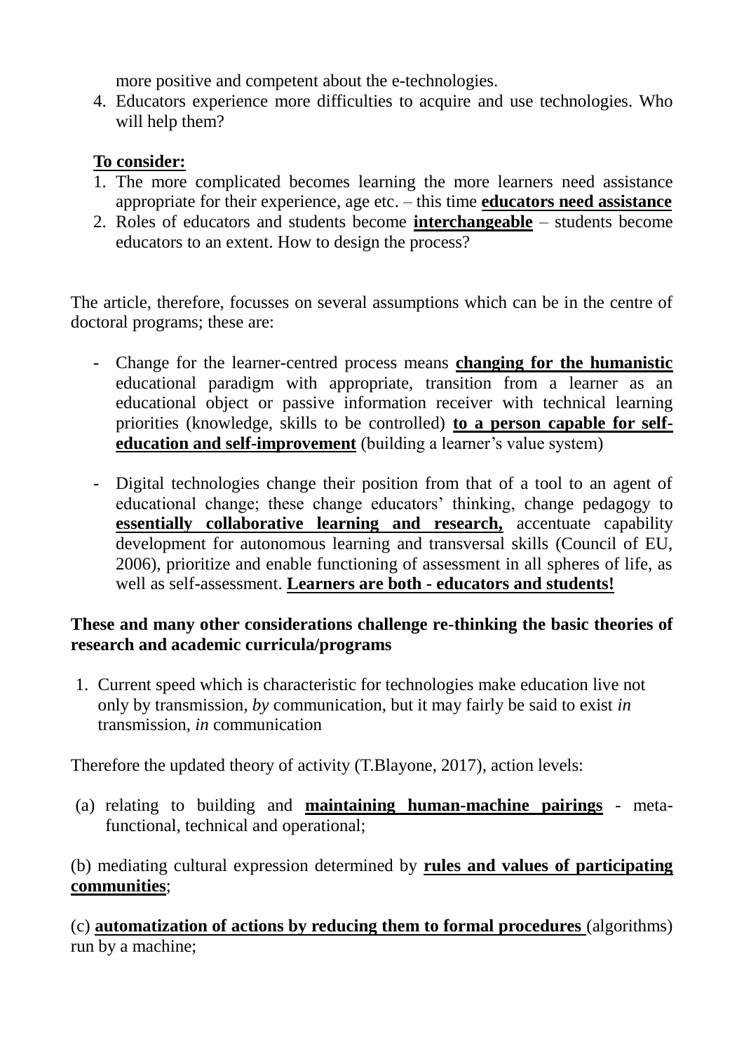more positive and competent about the e-technologies.

4. Educators experience more difficulties to acquire and use technologies. Who will help them?

**<u>To consider:</u>**

1. The more complicated becomes learning the more learners need assistance appropriate for their experience, age etc. – this time **<u>educators need assistance</u>**
2. Roles of educators and students become **<u>interchangeable</u>** – students become educators to an extent. How to design the process?

The article, therefore, focusses on several assumptions which can be in the centre of doctoral programs; these are:

- Change for the learner-centred process means **<u>changing for the humanistic</u>** educational paradigm with appropriate, transition from a learner as an educational object or passive information receiver with technical learning priorities (knowledge, skills to be controlled) **<u>to a person capable for self-education and self-improvement</u>** (building a learner's value system)

- Digital technologies change their position from that of a tool to an agent of educational change; these change educators' thinking, change pedagogy to **<u>essentially collaborative learning and research,</u>** accentuate capability development for autonomous learning and transversal skills (Council of EU, 2006), prioritize and enable functioning of assessment in all spheres of life, as well as self-assessment. **<u>Learners are both - educators and students!</u>**

**These and many other considerations challenge re-thinking the basic theories of research and academic curricula/programs**

1. Current speed which is characteristic for technologies make education live not only by transmission, *by* communication, but it may fairly be said to exist *in* transmission, *in* communication

Therefore the updated theory of activity (T.Blayone, 2017), action levels:

(a) relating to building and **<u>maintaining human-machine pairings</u>** - meta-functional, technical and operational;

(b) mediating cultural expression determined by **<u>rules and values of participating communities</u>**;

(c) **<u>automatization of actions by reducing them to formal procedures</u>** (algorithms) run by a machine;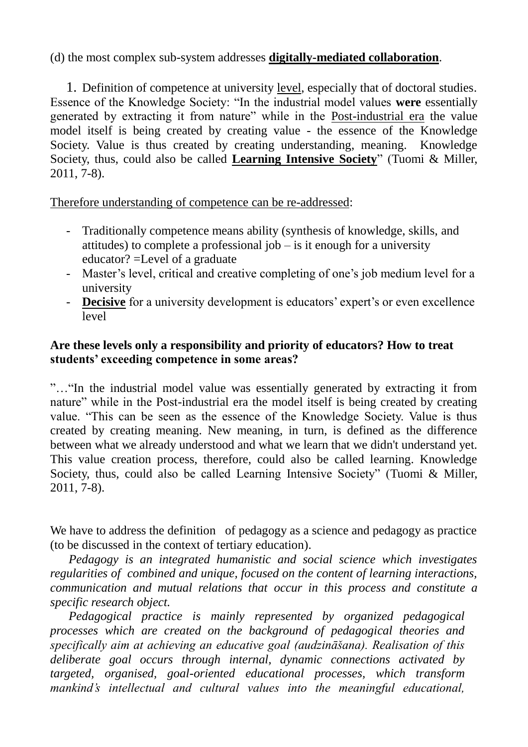(d) the most complex sub-system addresses **digitally-mediated collaboration**.

1. Definition of competence at university level, especially that of doctoral studies. Essence of the Knowledge Society: "In the industrial model values **were** essentially generated by extracting it from nature" while in the Post-industrial era the value model itself is being created by creating value - the essence of the Knowledge Society. Value is thus created by creating understanding, meaning. Knowledge Society, thus, could also be called **Learning Intensive Society**" (Tuomi & Miller, 2011, 7-8).

Therefore understanding of competence can be re-addressed:

- Traditionally competence means ability (synthesis of knowledge, skills, and attitudes) to complete a professional job – is it enough for a university educator? =Level of a graduate
- Master's level, critical and creative completing of one's job medium level for a university
- **Decisive** for a university development is educators' expert's or even excellence level

**Are these levels only a responsibility and priority of educators? How to treat students' exceeding competence in some areas?**

"…"In the industrial model value was essentially generated by extracting it from nature" while in the Post-industrial era the model itself is being created by creating value. "This can be seen as the essence of the Knowledge Society. Value is thus created by creating meaning. New meaning, in turn, is defined as the difference between what we already understood and what we learn that we didn't understand yet. This value creation process, therefore, could also be called learning. Knowledge Society, thus, could also be called Learning Intensive Society" (Tuomi & Miller, 2011, 7-8).

We have to address the definition of pedagogy as a science and pedagogy as practice (to be discussed in the context of tertiary education).

*Pedagogy is an integrated humanistic and social science which investigates regularities of combined and unique, focused on the content of learning interactions, communication and mutual relations that occur in this process and constitute a specific research object.*

*Pedagogical practice is mainly represented by organized pedagogical processes which are created on the background of pedagogical theories and specifically aim at achieving an educative goal (audzināšana). Realisation of this deliberate goal occurs through internal, dynamic connections activated by targeted, organised, goal-oriented educational processes, which transform mankind's intellectual and cultural values into the meaningful educational,*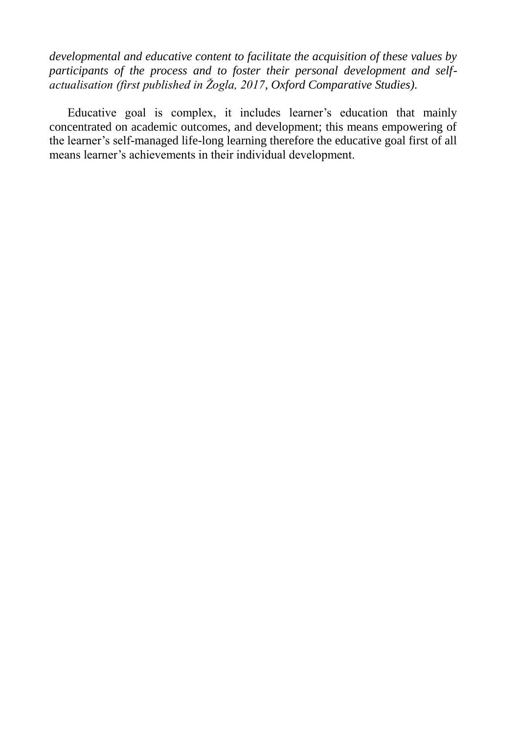*developmental and educative content to facilitate the acquisition of these values by participants of the process and to foster their personal development and self-actualisation (first published in Žogla, 2017, Oxford Comparative Studies).*

Educative goal is complex, it includes learner's education that mainly concentrated on academic outcomes, and development; this means empowering of the learner's self-managed life-long learning therefore the educative goal first of all means learner's achievements in their individual development.